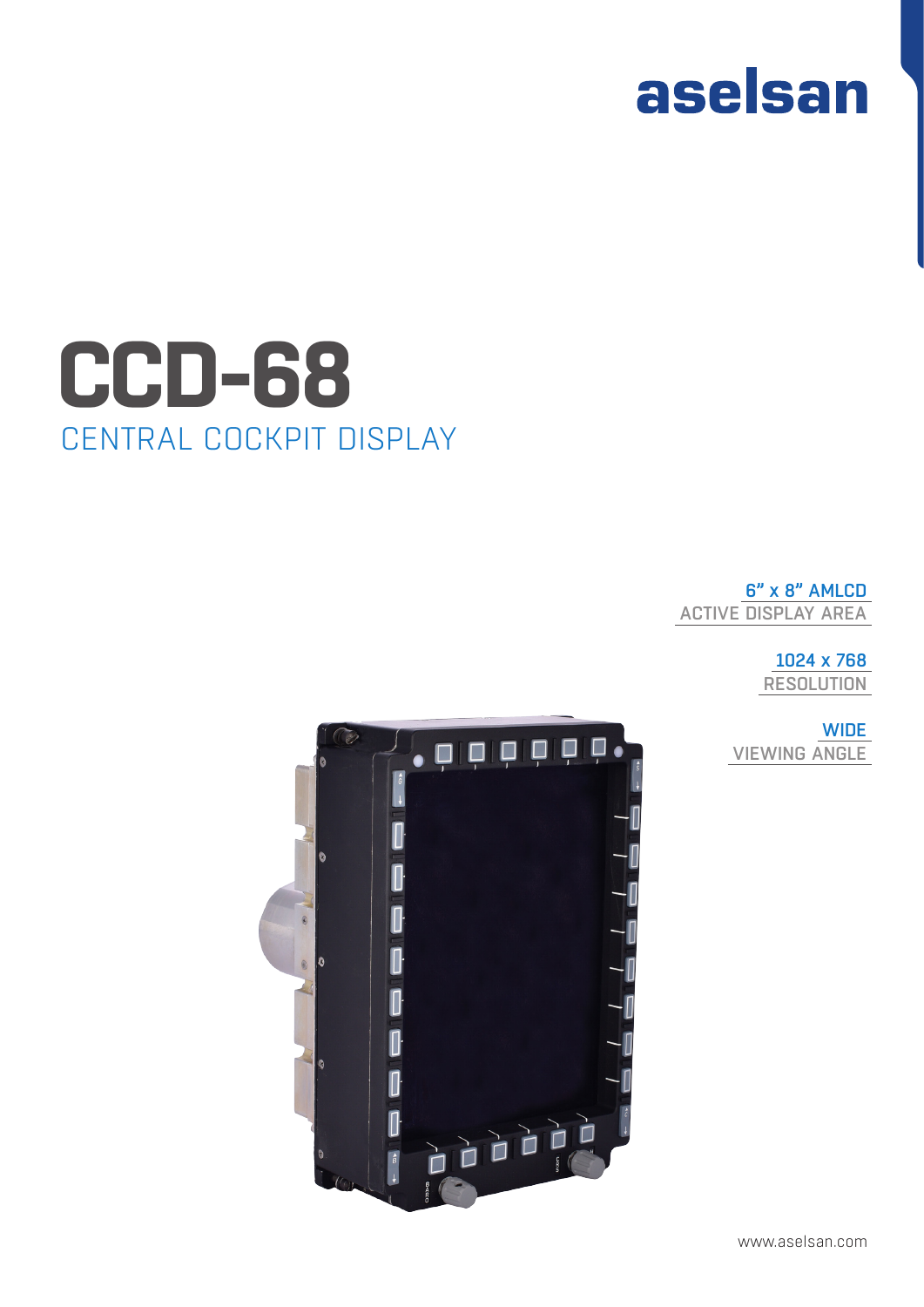aselsan

# CCD-68

## CENTRAL COCKPIT DISPLAY

**6” x 8” AMLCD**
ACTIVE DISPLAY AREA

**1024 x 768**
RESOLUTION

**WIDE**
VIEWING ANGLE

www.aselsan.com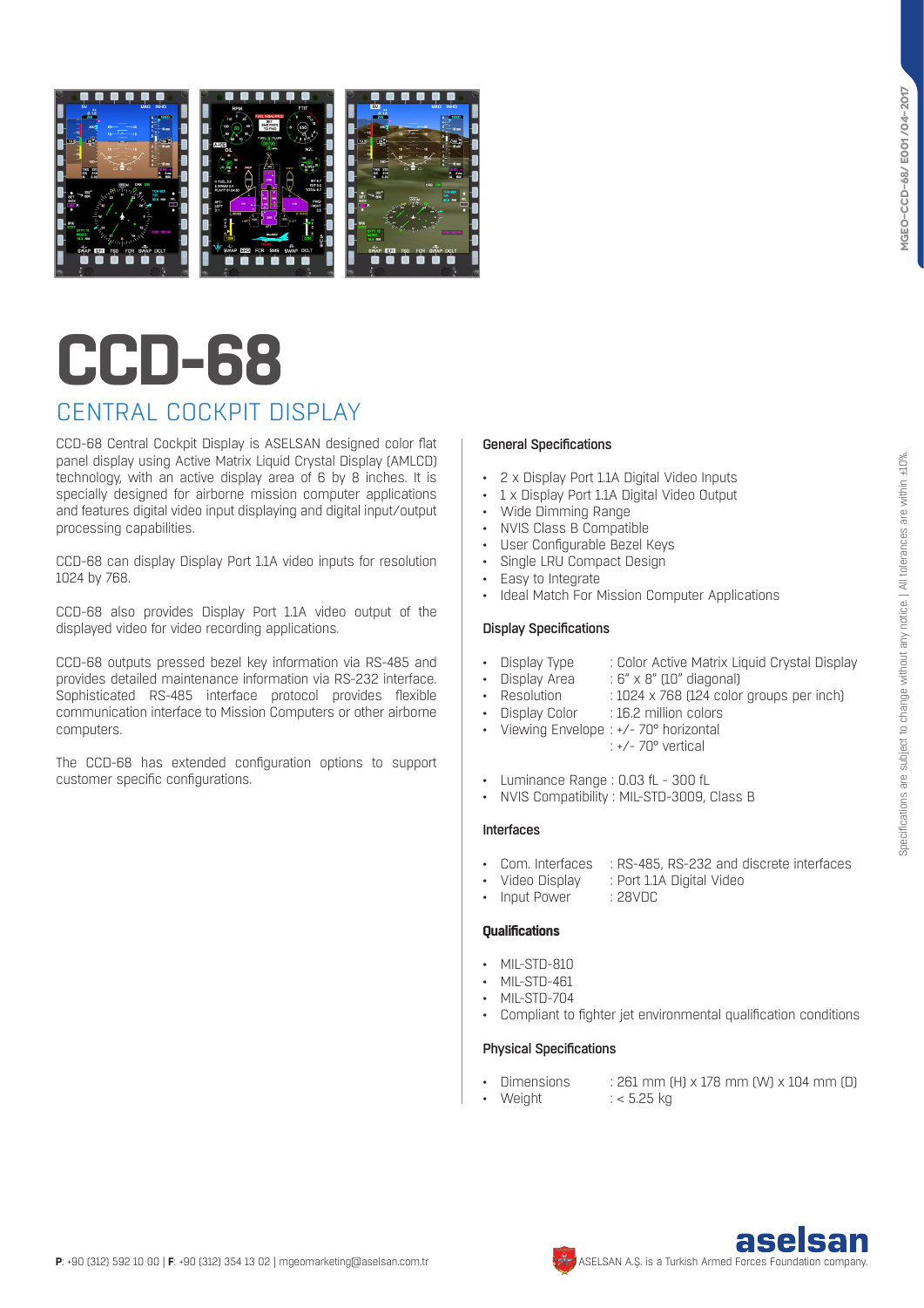# CCD-68

## CENTRAL COCKPIT DISPLAY

CCD-68 Central Cockpit Display is ASELSAN designed color flat panel display using Active Matrix Liquid Crystal Display (AMLCD) technology, with an active display area of 6 by 8 inches. It is specially designed for airborne mission computer applications and features digital video input displaying and digital input/output processing capabilities.

CCD-68 can display Display Port 1.1A video inputs for resolution 1024 by 768.

CCD-68 also provides Display Port 1.1A video output of the displayed video for video recording applications.

CCD-68 outputs pressed bezel key information via RS-485 and provides detailed maintenance information via RS-232 interface. Sophisticated RS-485 interface protocol provides flexible communication interface to Mission Computers or other airborne computers.

The CCD-68 has extended configuration options to support customer specific configurations.

### General Specifications

- 2 x Display Port 1.1A Digital Video Inputs
- 1 x Display Port 1.1A Digital Video Output
- Wide Dimming Range
- NVIS Class B Compatible
- User Configurable Bezel Keys
- Single LRU Compact Design
- Easy to Integrate
- Ideal Match For Mission Computer Applications

### Display Specifications

- Display Type : Color Active Matrix Liquid Crystal Display
- Display Area : 6" x 8" (10" diagonal)
- Resolution : 1024 x 768 (124 color groups per inch)
- Display Color : 16.2 million colors
- Viewing Envelope : +/- 70° horizontal
  : +/- 70° vertical

- Luminance Range : 0.03 fL - 300 fL
- NVIS Compatibility : MIL-STD-3009, Class B

### Interfaces

- Com. Interfaces : RS-485, RS-232 and discrete interfaces
- Video Display : Port 1.1A Digital Video
- Input Power : 28VDC

### Qualifications

- MIL-STD-810
- MIL-STD-461
- MIL-STD-704
- Compliant to fighter jet environmental qualification conditions

### Physical Specifications

- Dimensions : 261 mm (H) x 178 mm (W) x 104 mm (D)
- Weight : < 5.25 kg

MGEO-CCD-68/ E001 /04-2017

Specifications are subject to change without any notice. | All tolerances are within ±10%.

**P**: +90 (312) 592 10 00 | **F**: +90 (312) 354 13 02 | mgeomarketing@aselsan.com.tr

aselsan

ASELSAN A.Ş. is a Turkish Armed Forces Foundation company.